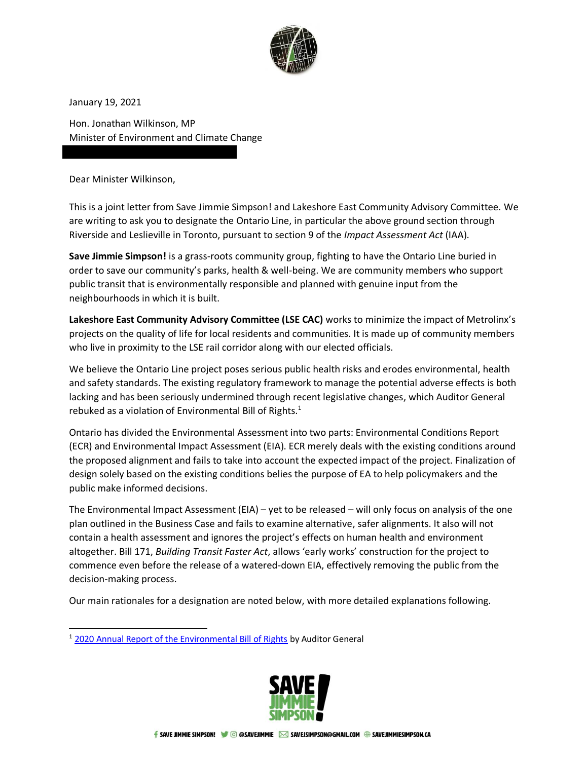January 19, 2021

Hon. Jonathan Wilkinson, MP
Minister of Environment and Climate Change

Dear Minister Wilkinson,

This is a joint letter from Save Jimmie Simpson! and Lakeshore East Community Advisory Committee. We are writing to ask you to designate the Ontario Line, in particular the above ground section through Riverside and Leslieville in Toronto, pursuant to section 9 of the *Impact Assessment Act* (IAA).

**Save Jimmie Simpson!** is a grass-roots community group, fighting to have the Ontario Line buried in order to save our community's parks, health & well-being. We are community members who support public transit that is environmentally responsible and planned with genuine input from the neighbourhoods in which it is built.

**Lakeshore East Community Advisory Committee (LSE CAC)** works to minimize the impact of Metrolinx's projects on the quality of life for local residents and communities. It is made up of community members who live in proximity to the LSE rail corridor along with our elected officials.

We believe the Ontario Line project poses serious public health risks and erodes environmental, health and safety standards. The existing regulatory framework to manage the potential adverse effects is both lacking and has been seriously undermined through recent legislative changes, which Auditor General rebuked as a violation of Environmental Bill of Rights.[1]

Ontario has divided the Environmental Assessment into two parts: Environmental Conditions Report (ECR) and Environmental Impact Assessment (EIA). ECR merely deals with the existing conditions around the proposed alignment and fails to take into account the expected impact of the project. Finalization of design solely based on the existing conditions belies the purpose of EA to help policymakers and the public make informed decisions.

The Environmental Impact Assessment (EIA) – yet to be released – will only focus on analysis of the one plan outlined in the Business Case and fails to examine alternative, safer alignments. It also will not contain a health assessment and ignores the project's effects on human health and environment altogether. Bill 171, *Building Transit Faster Act*, allows 'early works' construction for the project to commence even before the release of a watered-down EIA, effectively removing the public from the decision-making process.

Our main rationales for a designation are noted below, with more detailed explanations following.

[1] 2020 Annual Report of the Environmental Bill of Rights by Auditor General

SAVE JIMMIE SIMPSON!

SAVE JIMMIE SIMPSON! @SAVEJIMMIE SAVEJSIMPSON@GMAIL.COM SAVEJIMMIESIMPSON.CA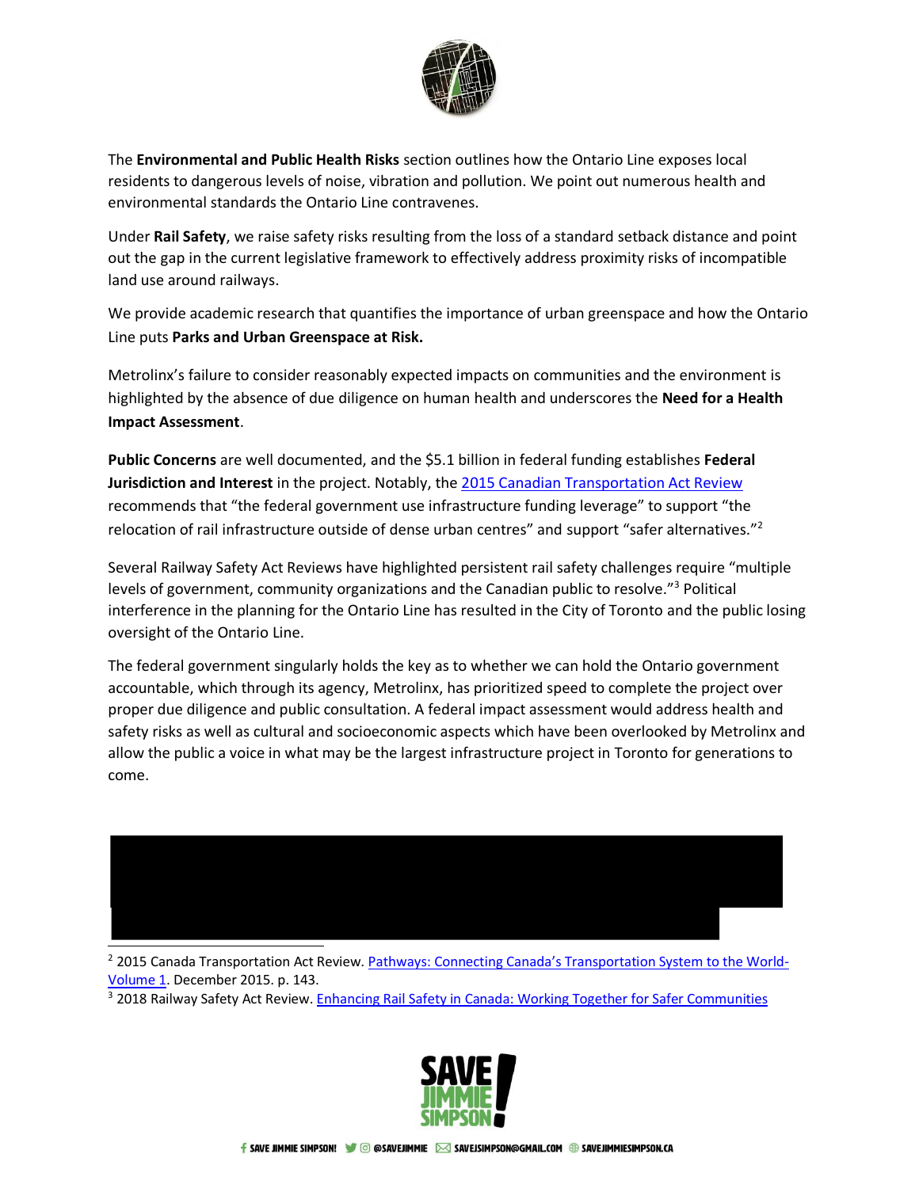The **Environmental and Public Health Risks** section outlines how the Ontario Line exposes local residents to dangerous levels of noise, vibration and pollution. We point out numerous health and environmental standards the Ontario Line contravenes.

Under **Rail Safety**, we raise safety risks resulting from the loss of a standard setback distance and point out the gap in the current legislative framework to effectively address proximity risks of incompatible land use around railways.

We provide academic research that quantifies the importance of urban greenspace and how the Ontario Line puts **Parks and Urban Greenspace at Risk.**

Metrolinx's failure to consider reasonably expected impacts on communities and the environment is highlighted by the absence of due diligence on human health and underscores the **Need for a Health Impact Assessment**.

**Public Concerns** are well documented, and the $5.1 billion in federal funding establishes **Federal Jurisdiction and Interest** in the project. Notably, the 2015 Canadian Transportation Act Review recommends that "the federal government use infrastructure funding leverage" to support "the relocation of rail infrastructure outside of dense urban centres" and support "safer alternatives."[2]

Several Railway Safety Act Reviews have highlighted persistent rail safety challenges require "multiple levels of government, community organizations and the Canadian public to resolve."[3] Political interference in the planning for the Ontario Line has resulted in the City of Toronto and the public losing oversight of the Ontario Line.

The federal government singularly holds the key as to whether we can hold the Ontario government accountable, which through its agency, Metrolinx, has prioritized speed to complete the project over proper due diligence and public consultation. A federal impact assessment would address health and safety risks as well as cultural and socioeconomic aspects which have been overlooked by Metrolinx and allow the public a voice in what may be the largest infrastructure project in Toronto for generations to come.

---

[2] 2015 Canada Transportation Act Review. Pathways: Connecting Canada's Transportation System to the World-Volume 1. December 2015. p. 143.

[3] 2018 Railway Safety Act Review. Enhancing Rail Safety in Canada: Working Together for Safer Communities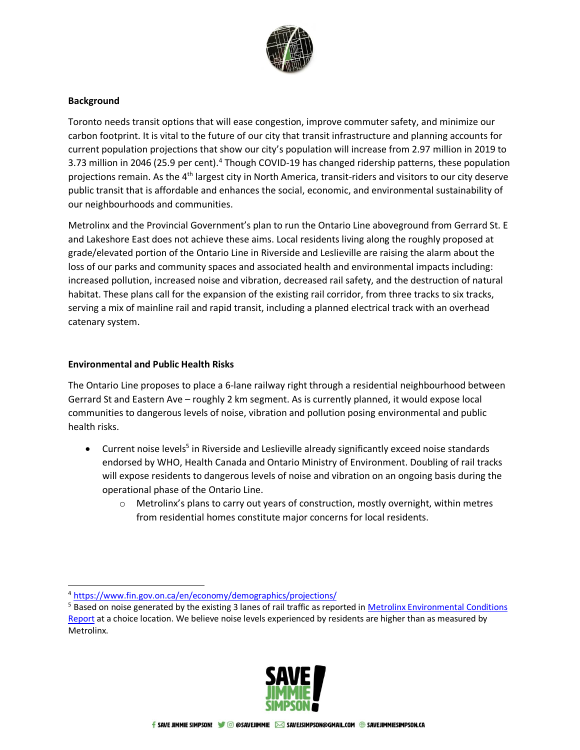## Background

Toronto needs transit options that will ease congestion, improve commuter safety, and minimize our carbon footprint. It is vital to the future of our city that transit infrastructure and planning accounts for current population projections that show our city's population will increase from 2.97 million in 2019 to 3.73 million in 2046 (25.9 per cent).[4] Though COVID-19 has changed ridership patterns, these population projections remain. As the 4th largest city in North America, transit-riders and visitors to our city deserve public transit that is affordable and enhances the social, economic, and environmental sustainability of our neighbourhoods and communities.

Metrolinx and the Provincial Government's plan to run the Ontario Line aboveground from Gerrard St. E and Lakeshore East does not achieve these aims. Local residents living along the roughly proposed at grade/elevated portion of the Ontario Line in Riverside and Leslieville are raising the alarm about the loss of our parks and community spaces and associated health and environmental impacts including: increased pollution, increased noise and vibration, decreased rail safety, and the destruction of natural habitat. These plans call for the expansion of the existing rail corridor, from three tracks to six tracks, serving a mix of mainline rail and rapid transit, including a planned electrical track with an overhead catenary system.

## Environmental and Public Health Risks

The Ontario Line proposes to place a 6-lane railway right through a residential neighbourhood between Gerrard St and Eastern Ave – roughly 2 km segment. As is currently planned, it would expose local communities to dangerous levels of noise, vibration and pollution posing environmental and public health risks.

- Current noise levels[5] in Riverside and Leslieville already significantly exceed noise standards endorsed by WHO, Health Canada and Ontario Ministry of Environment. Doubling of rail tracks will expose residents to dangerous levels of noise and vibration on an ongoing basis during the operational phase of the Ontario Line.
  - Metrolinx's plans to carry out years of construction, mostly overnight, within metres from residential homes constitute major concerns for local residents.

---

[4] https://www.fin.gov.on.ca/en/economy/demographics/projections/

[5] Based on noise generated by the existing 3 lanes of rail traffic as reported in Metrolinx Environmental Conditions Report at a choice location. We believe noise levels experienced by residents are higher than as measured by Metrolinx.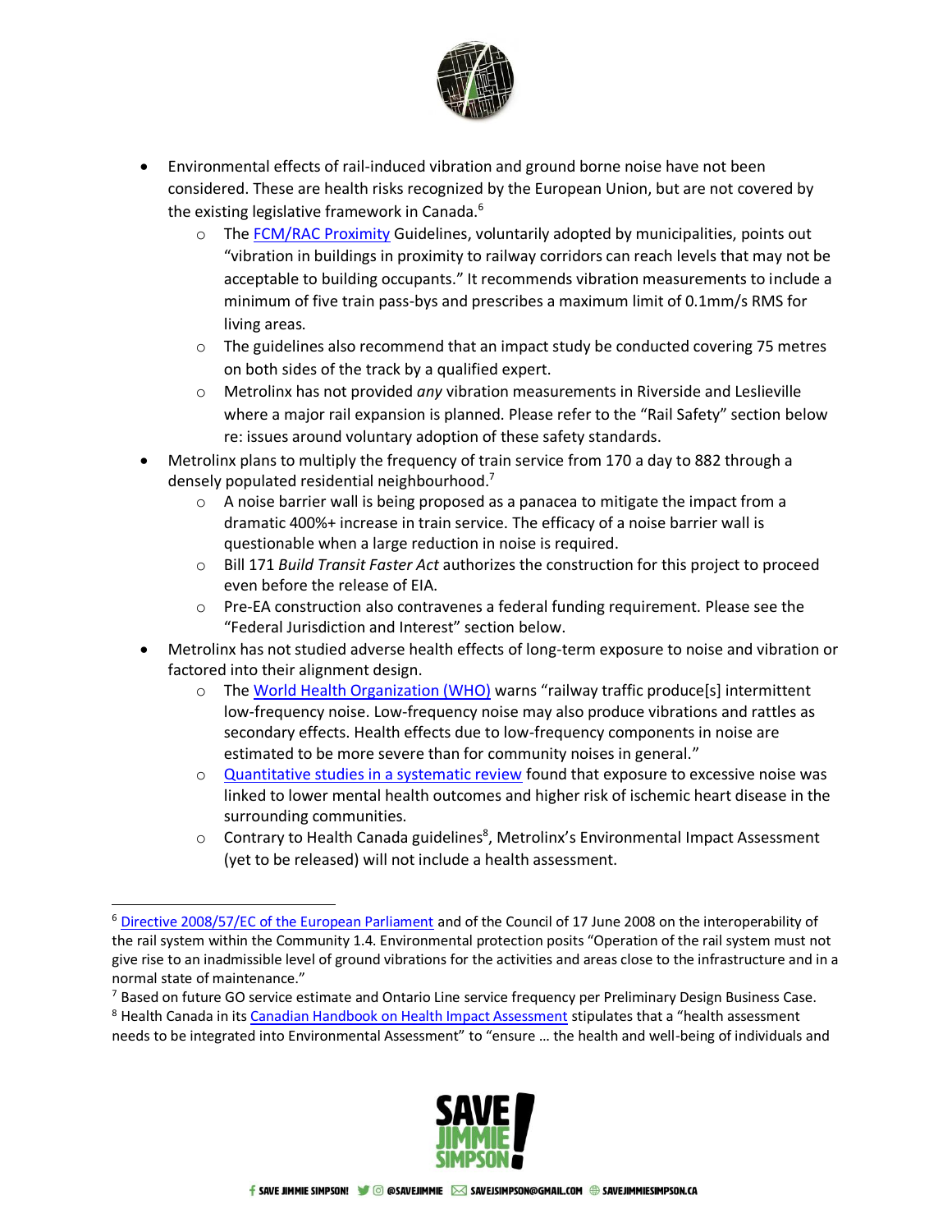- Environmental effects of rail-induced vibration and ground borne noise have not been considered. These are health risks recognized by the European Union, but are not covered by the existing legislative framework in Canada.[6]
  - The FCM/RAC Proximity Guidelines, voluntarily adopted by municipalities, points out "vibration in buildings in proximity to railway corridors can reach levels that may not be acceptable to building occupants." It recommends vibration measurements to include a minimum of five train pass-bys and prescribes a maximum limit of 0.1mm/s RMS for living areas.
  - The guidelines also recommend that an impact study be conducted covering 75 metres on both sides of the track by a qualified expert.
  - Metrolinx has not provided *any* vibration measurements in Riverside and Leslieville where a major rail expansion is planned. Please refer to the "Rail Safety" section below re: issues around voluntary adoption of these safety standards.
- Metrolinx plans to multiply the frequency of train service from 170 a day to 882 through a densely populated residential neighbourhood.[7]
  - A noise barrier wall is being proposed as a panacea to mitigate the impact from a dramatic 400%+ increase in train service. The efficacy of a noise barrier wall is questionable when a large reduction in noise is required.
  - Bill 171 *Build Transit Faster Act* authorizes the construction for this project to proceed even before the release of EIA.
  - Pre-EA construction also contravenes a federal funding requirement. Please see the "Federal Jurisdiction and Interest" section below.
- Metrolinx has not studied adverse health effects of long-term exposure to noise and vibration or factored into their alignment design.
  - The World Health Organization (WHO) warns "railway traffic produce[s] intermittent low-frequency noise. Low-frequency noise may also produce vibrations and rattles as secondary effects. Health effects due to low-frequency components in noise are estimated to be more severe than for community noises in general."
  - Quantitative studies in a systematic review found that exposure to excessive noise was linked to lower mental health outcomes and higher risk of ischemic heart disease in the surrounding communities.
  - Contrary to Health Canada guidelines[8], Metrolinx's Environmental Impact Assessment (yet to be released) will not include a health assessment.

---

[6] Directive 2008/57/EC of the European Parliament and of the Council of 17 June 2008 on the interoperability of the rail system within the Community 1.4. Environmental protection posits "Operation of the rail system must not give rise to an inadmissible level of ground vibrations for the activities and areas close to the infrastructure and in a normal state of maintenance."

[7] Based on future GO service estimate and Ontario Line service frequency per Preliminary Design Business Case.

[8] Health Canada in its Canadian Handbook on Health Impact Assessment stipulates that a "health assessment needs to be integrated into Environmental Assessment" to "ensure … the health and well-being of individuals and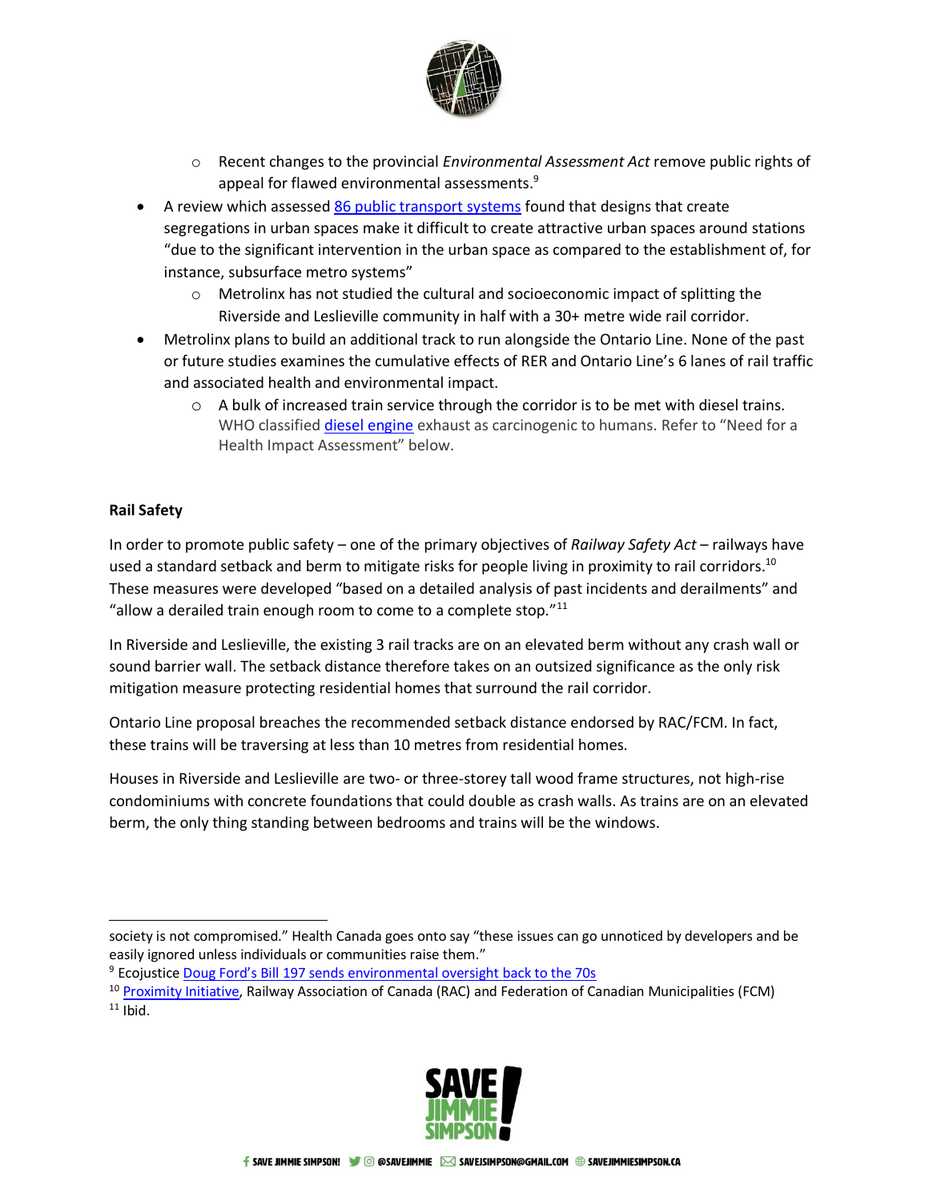- Recent changes to the provincial *Environmental Assessment Act* remove public rights of appeal for flawed environmental assessments.[9]
- A review which assessed [86 public transport systems]() found that designs that create segregations in urban spaces make it difficult to create attractive urban spaces around stations "due to the significant intervention in the urban space as compared to the establishment of, for instance, subsurface metro systems"
  - Metrolinx has not studied the cultural and socioeconomic impact of splitting the Riverside and Leslieville community in half with a 30+ metre wide rail corridor.
- Metrolinx plans to build an additional track to run alongside the Ontario Line. None of the past or future studies examines the cumulative effects of RER and Ontario Line's 6 lanes of rail traffic and associated health and environmental impact.
  - A bulk of increased train service through the corridor is to be met with diesel trains. WHO classified [diesel engine]() exhaust as carcinogenic to humans. Refer to "Need for a Health Impact Assessment" below.

**Rail Safety**

In order to promote public safety – one of the primary objectives of *Railway Safety Act* – railways have used a standard setback and berm to mitigate risks for people living in proximity to rail corridors.[10] These measures were developed "based on a detailed analysis of past incidents and derailments" and "allow a derailed train enough room to come to a complete stop."[11]

In Riverside and Leslieville, the existing 3 rail tracks are on an elevated berm without any crash wall or sound barrier wall. The setback distance therefore takes on an outsized significance as the only risk mitigation measure protecting residential homes that surround the rail corridor.

Ontario Line proposal breaches the recommended setback distance endorsed by RAC/FCM. In fact, these trains will be traversing at less than 10 metres from residential homes.

Houses in Riverside and Leslieville are two- or three-storey tall wood frame structures, not high-rise condominiums with concrete foundations that could double as crash walls. As trains are on an elevated berm, the only thing standing between bedrooms and trains will be the windows.

---

society is not compromised." Health Canada goes onto say "these issues can go unnoticed by developers and be easily ignored unless individuals or communities raise them."

[9] Ecojustice [Doug Ford's Bill 197 sends environmental oversight back to the 70s]()

[10] [Proximity Initiative](), Railway Association of Canada (RAC) and Federation of Canadian Municipalities (FCM)

[11] Ibid.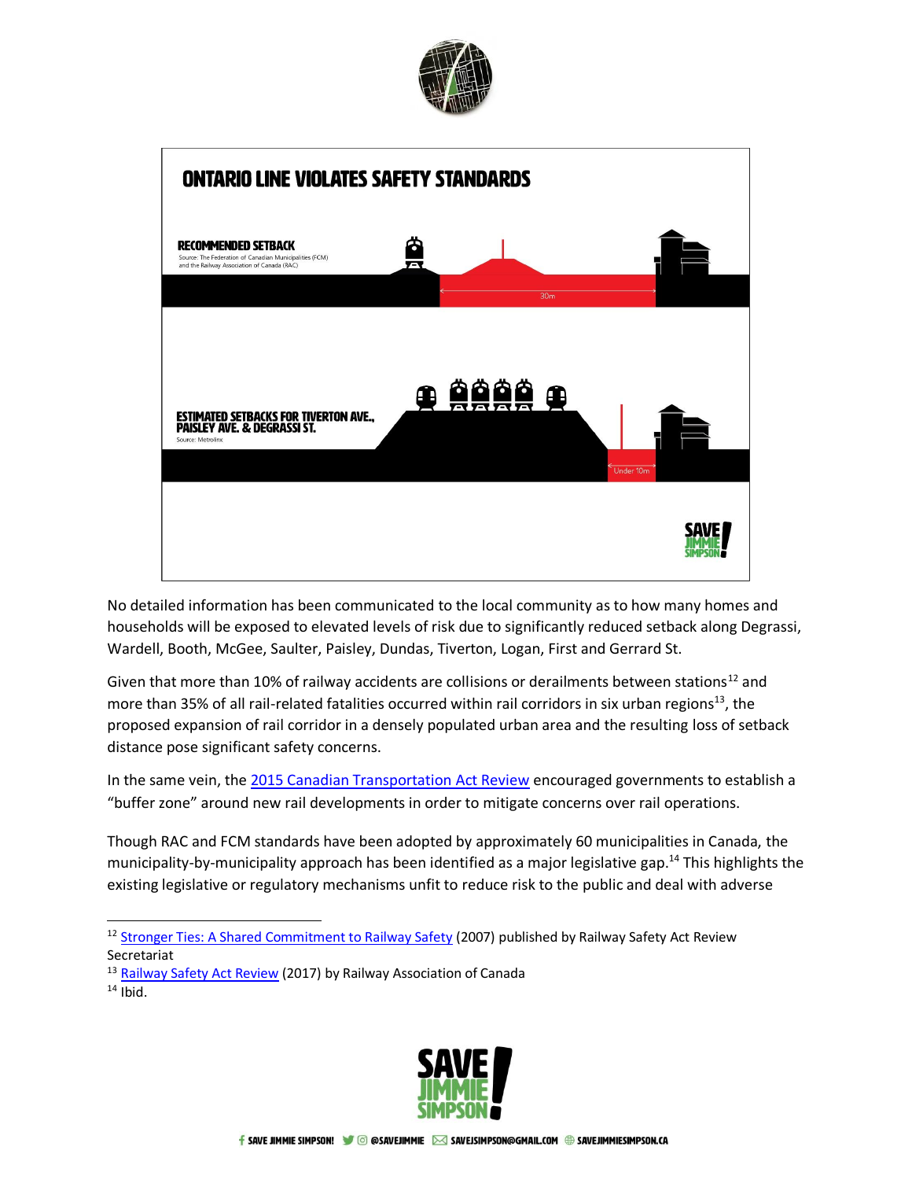## ONTARIO LINE VIOLATES SAFETY STANDARDS

**RECOMMENDED SETBACK**
Source: The Federation of Canadian Municipalities (FCM) and the Railway Association of Canada (RAC)

30m

**ESTIMATED SETBACKS FOR TIVERTON AVE., PAISLEY AVE. & DEGRASSI ST.**
Source: Metrolinx

Under 10m

No detailed information has been communicated to the local community as to how many homes and households will be exposed to elevated levels of risk due to significantly reduced setback along Degrassi, Wardell, Booth, McGee, Saulter, Paisley, Dundas, Tiverton, Logan, First and Gerrard St.

Given that more than 10% of railway accidents are collisions or derailments between stations[12] and more than 35% of all rail-related fatalities occurred within rail corridors in six urban regions[13], the proposed expansion of rail corridor in a densely populated urban area and the resulting loss of setback distance pose significant safety concerns.

In the same vein, the 2015 Canadian Transportation Act Review encouraged governments to establish a "buffer zone" around new rail developments in order to mitigate concerns over rail operations.

Though RAC and FCM standards have been adopted by approximately 60 municipalities in Canada, the municipality-by-municipality approach has been identified as a major legislative gap.[14] This highlights the existing legislative or regulatory mechanisms unfit to reduce risk to the public and deal with adverse

---

[12] Stronger Ties: A Shared Commitment to Railway Safety (2007) published by Railway Safety Act Review Secretariat

[13] Railway Safety Act Review (2017) by Railway Association of Canada

[14] Ibid.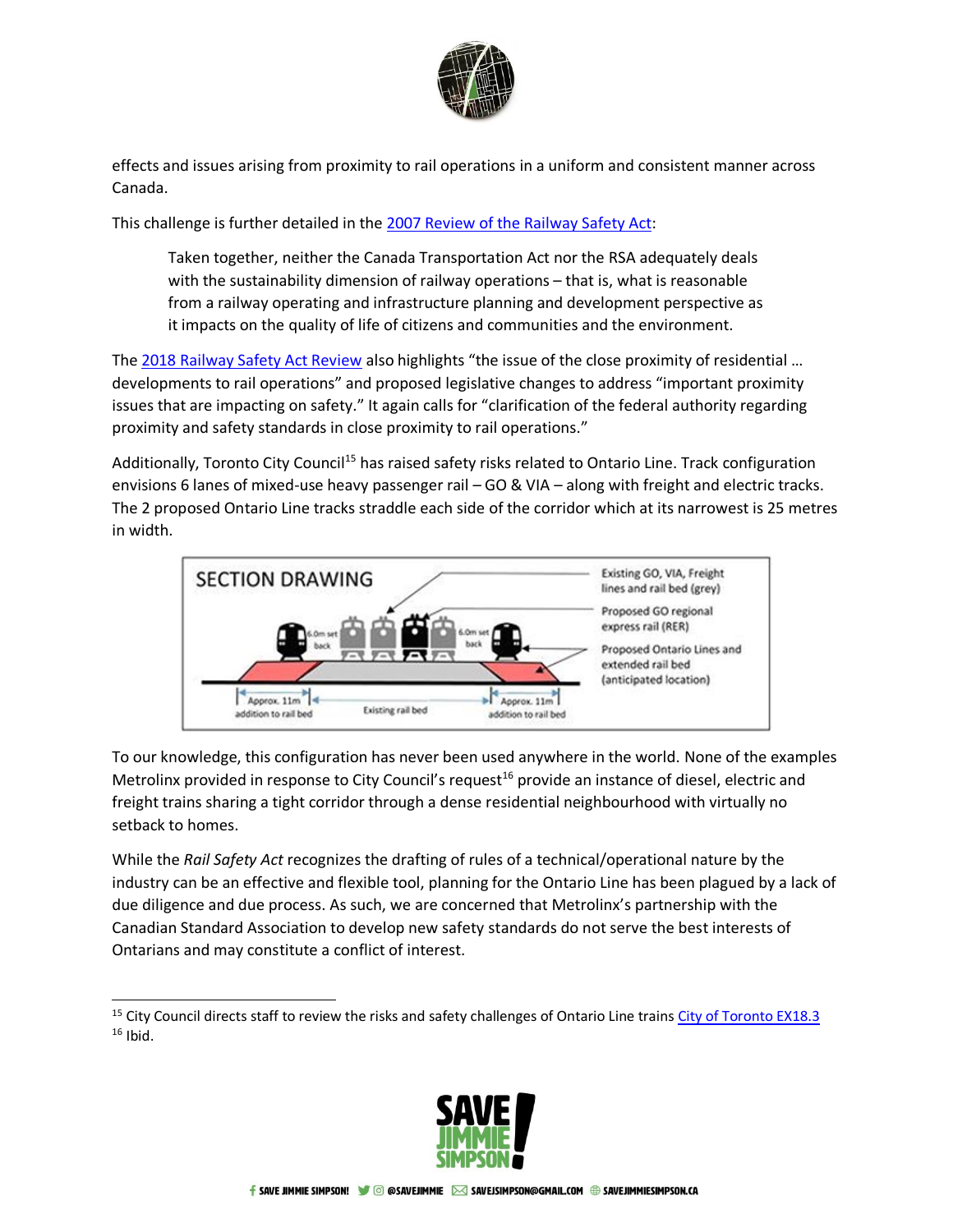effects and issues arising from proximity to rail operations in a uniform and consistent manner across Canada.

This challenge is further detailed in the [2007 Review of the Railway Safety Act](#):

> Taken together, neither the Canada Transportation Act nor the RSA adequately deals with the sustainability dimension of railway operations – that is, what is reasonable from a railway operating and infrastructure planning and development perspective as it impacts on the quality of life of citizens and communities and the environment.

The [2018 Railway Safety Act Review](#) also highlights "the issue of the close proximity of residential … developments to rail operations" and proposed legislative changes to address "important proximity issues that are impacting on safety." It again calls for "clarification of the federal authority regarding proximity and safety standards in close proximity to rail operations."

Additionally, Toronto City Council[15] has raised safety risks related to Ontario Line. Track configuration envisions 6 lanes of mixed-use heavy passenger rail – GO & VIA – along with freight and electric tracks. The 2 proposed Ontario Line tracks straddle each side of the corridor which at its narrowest is 25 metres in width.

SECTION DRAWING

6.0m set back | 6.0m set back

Approx. 11m addition to rail bed | Existing rail bed | Approx. 11m addition to rail bed

- Existing GO, VIA, Freight lines and rail bed (grey)
- Proposed GO regional express rail (RER)
- Proposed Ontario Lines and extended rail bed (anticipated location)

To our knowledge, this configuration has never been used anywhere in the world. None of the examples Metrolinx provided in response to City Council's request[16] provide an instance of diesel, electric and freight trains sharing a tight corridor through a dense residential neighbourhood with virtually no setback to homes.

While the *Rail Safety Act* recognizes the drafting of rules of a technical/operational nature by the industry can be an effective and flexible tool, planning for the Ontario Line has been plagued by a lack of due diligence and due process. As such, we are concerned that Metrolinx's partnership with the Canadian Standard Association to develop new safety standards do not serve the best interests of Ontarians and may constitute a conflict of interest.

---

[15] City Council directs staff to review the risks and safety challenges of Ontario Line trains [City of Toronto EX18.3](#)

[16] Ibid.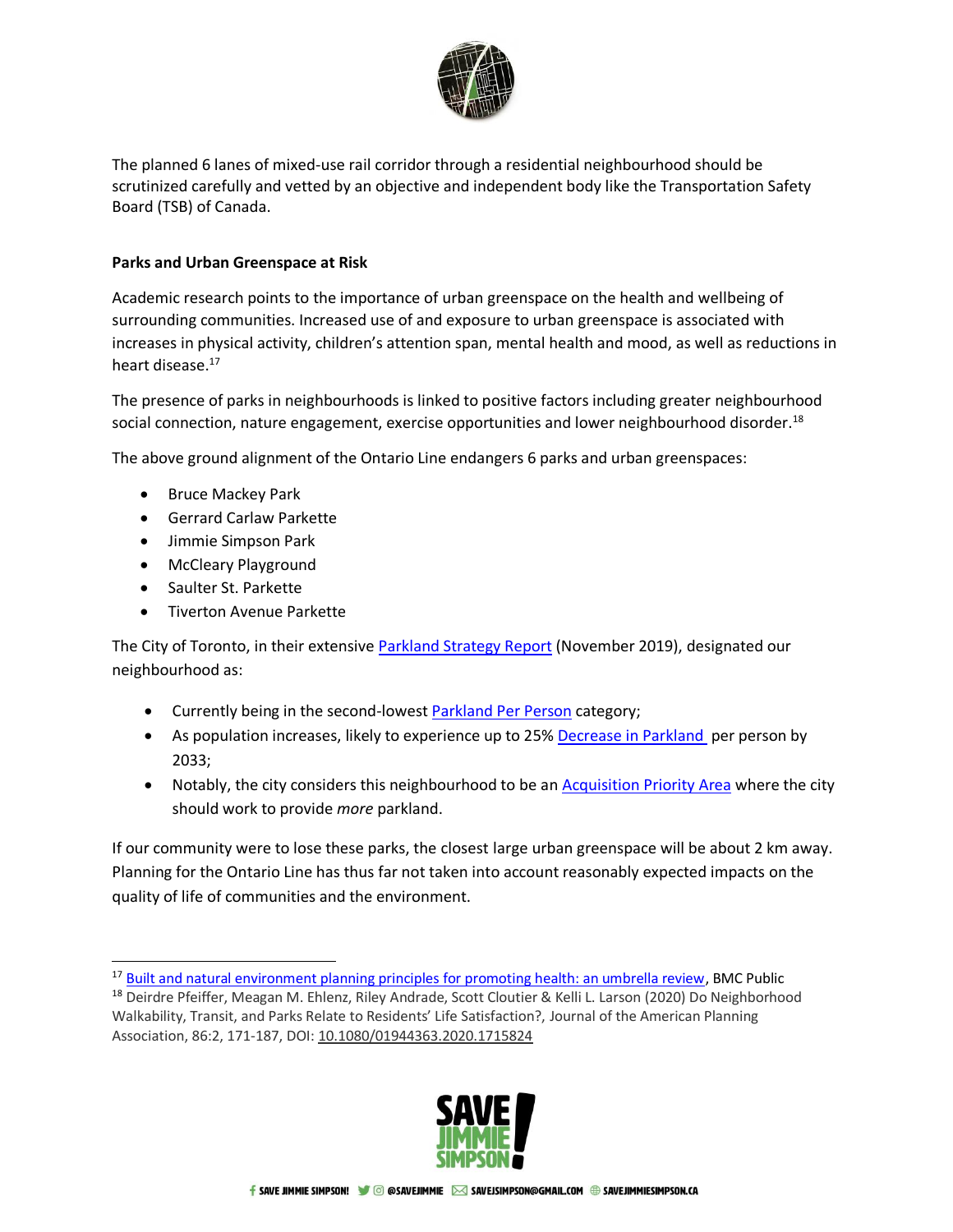The planned 6 lanes of mixed-use rail corridor through a residential neighbourhood should be scrutinized carefully and vetted by an objective and independent body like the Transportation Safety Board (TSB) of Canada.

**Parks and Urban Greenspace at Risk**

Academic research points to the importance of urban greenspace on the health and wellbeing of surrounding communities. Increased use of and exposure to urban greenspace is associated with increases in physical activity, children's attention span, mental health and mood, as well as reductions in heart disease.[17]

The presence of parks in neighbourhoods is linked to positive factors including greater neighbourhood social connection, nature engagement, exercise opportunities and lower neighbourhood disorder.[18]

The above ground alignment of the Ontario Line endangers 6 parks and urban greenspaces:

- Bruce Mackey Park
- Gerrard Carlaw Parkette
- Jimmie Simpson Park
- McCleary Playground
- Saulter St. Parkette
- Tiverton Avenue Parkette

The City of Toronto, in their extensive Parkland Strategy Report (November 2019), designated our neighbourhood as:

- Currently being in the second-lowest Parkland Per Person category;
- As population increases, likely to experience up to 25% Decrease in Parkland per person by 2033;
- Notably, the city considers this neighbourhood to be an Acquisition Priority Area where the city should work to provide *more* parkland.

If our community were to lose these parks, the closest large urban greenspace will be about 2 km away. Planning for the Ontario Line has thus far not taken into account reasonably expected impacts on the quality of life of communities and the environment.

---

[17] Built and natural environment planning principles for promoting health: an umbrella review, BMC Public

[18] Deirdre Pfeiffer, Meagan M. Ehlenz, Riley Andrade, Scott Cloutier & Kelli L. Larson (2020) Do Neighborhood Walkability, Transit, and Parks Relate to Residents' Life Satisfaction?, Journal of the American Planning Association, 86:2, 171-187, DOI: 10.1080/01944363.2020.1715824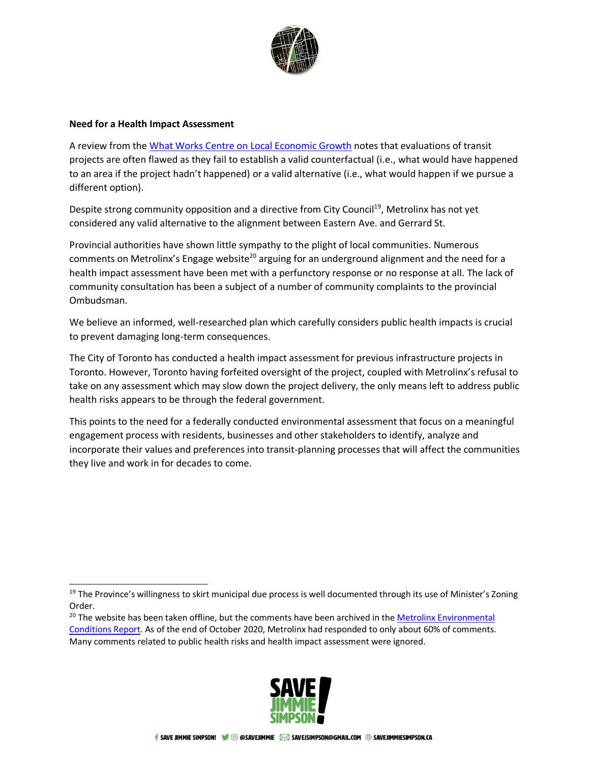**Need for a Health Impact Assessment**

A review from the [What Works Centre on Local Economic Growth]() notes that evaluations of transit projects are often flawed as they fail to establish a valid counterfactual (i.e., what would have happened to an area if the project hadn't happened) or a valid alternative (i.e., what would happen if we pursue a different option).

Despite strong community opposition and a directive from City Council[19], Metrolinx has not yet considered any valid alternative to the alignment between Eastern Ave. and Gerrard St.

Provincial authorities have shown little sympathy to the plight of local communities. Numerous comments on Metrolinx's Engage website[20] arguing for an underground alignment and the need for a health impact assessment have been met with a perfunctory response or no response at all. The lack of community consultation has been a subject of a number of community complaints to the provincial Ombudsman.

We believe an informed, well-researched plan which carefully considers public health impacts is crucial to prevent damaging long-term consequences.

The City of Toronto has conducted a health impact assessment for previous infrastructure projects in Toronto. However, Toronto having forfeited oversight of the project, coupled with Metrolinx's refusal to take on any assessment which may slow down the project delivery, the only means left to address public health risks appears to be through the federal government.

This points to the need for a federally conducted environmental assessment that focus on a meaningful engagement process with residents, businesses and other stakeholders to identify, analyze and incorporate their values and preferences into transit-planning processes that will affect the communities they live and work in for decades to come.

---

[19] The Province's willingness to skirt municipal due process is well documented through its use of Minister's Zoning Order.

[20] The website has been taken offline, but the comments have been archived in the [Metrolinx Environmental Conditions Report](). As of the end of October 2020, Metrolinx had responded to only about 60% of comments. Many comments related to public health risks and health impact assessment were ignored.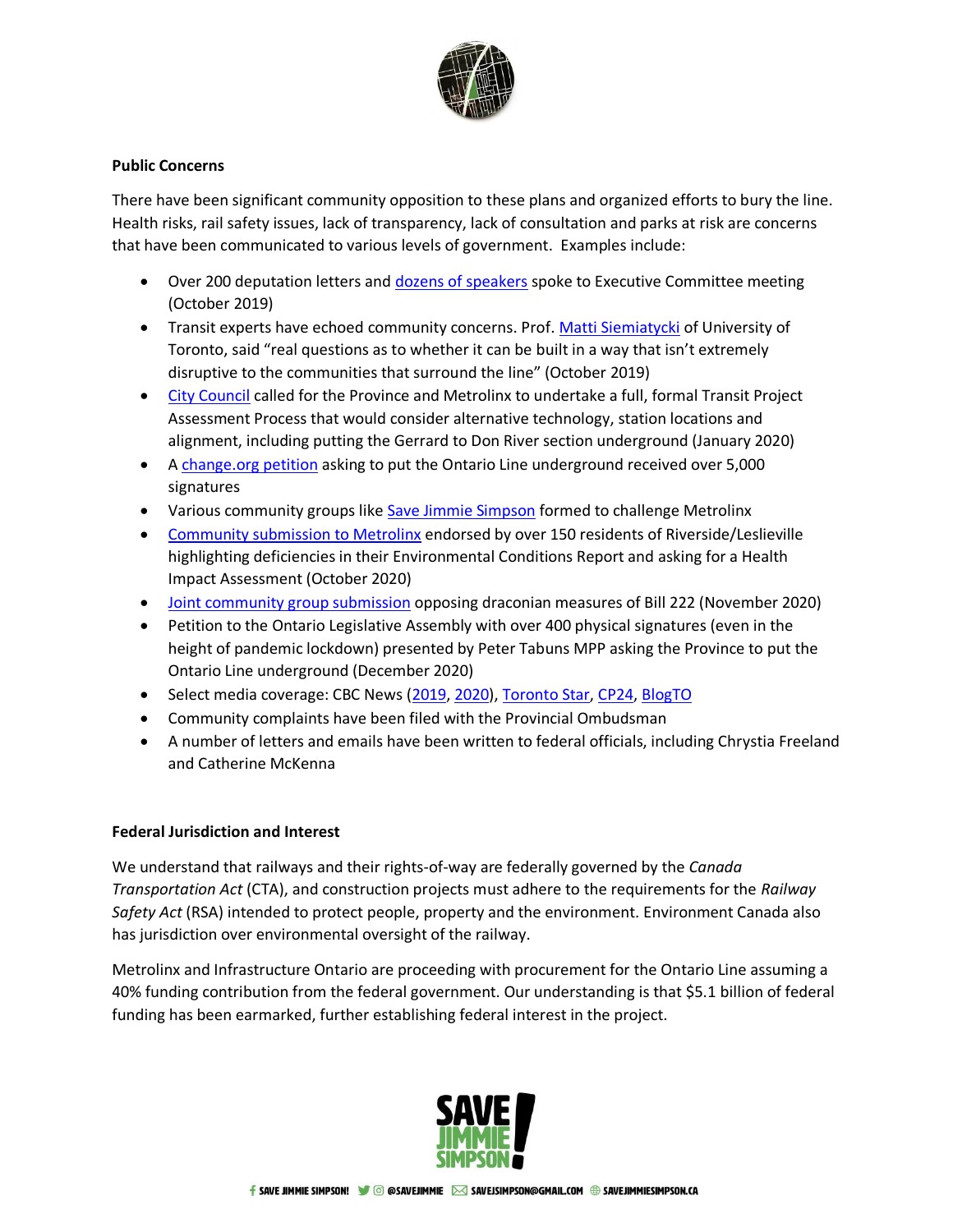**Public Concerns**

There have been significant community opposition to these plans and organized efforts to bury the line. Health risks, rail safety issues, lack of transparency, lack of consultation and parks at risk are concerns that have been communicated to various levels of government. Examples include:

- Over 200 deputation letters and dozens of speakers spoke to Executive Committee meeting (October 2019)
- Transit experts have echoed community concerns. Prof. Matti Siemiatycki of University of Toronto, said "real questions as to whether it can be built in a way that isn't extremely disruptive to the communities that surround the line" (October 2019)
- City Council called for the Province and Metrolinx to undertake a full, formal Transit Project Assessment Process that would consider alternative technology, station locations and alignment, including putting the Gerrard to Don River section underground (January 2020)
- A change.org petition asking to put the Ontario Line underground received over 5,000 signatures
- Various community groups like Save Jimmie Simpson formed to challenge Metrolinx
- Community submission to Metrolinx endorsed by over 150 residents of Riverside/Leslieville highlighting deficiencies in their Environmental Conditions Report and asking for a Health Impact Assessment (October 2020)
- Joint community group submission opposing draconian measures of Bill 222 (November 2020)
- Petition to the Ontario Legislative Assembly with over 400 physical signatures (even in the height of pandemic lockdown) presented by Peter Tabuns MPP asking the Province to put the Ontario Line underground (December 2020)
- Select media coverage: CBC News (2019, 2020), Toronto Star, CP24, BlogTO
- Community complaints have been filed with the Provincial Ombudsman
- A number of letters and emails have been written to federal officials, including Chrystia Freeland and Catherine McKenna

**Federal Jurisdiction and Interest**

We understand that railways and their rights-of-way are federally governed by the *Canada Transportation Act* (CTA), and construction projects must adhere to the requirements for the *Railway Safety Act* (RSA) intended to protect people, property and the environment. Environment Canada also has jurisdiction over environmental oversight of the railway.

Metrolinx and Infrastructure Ontario are proceeding with procurement for the Ontario Line assuming a 40% funding contribution from the federal government. Our understanding is that $5.1 billion of federal funding has been earmarked, further establishing federal interest in the project.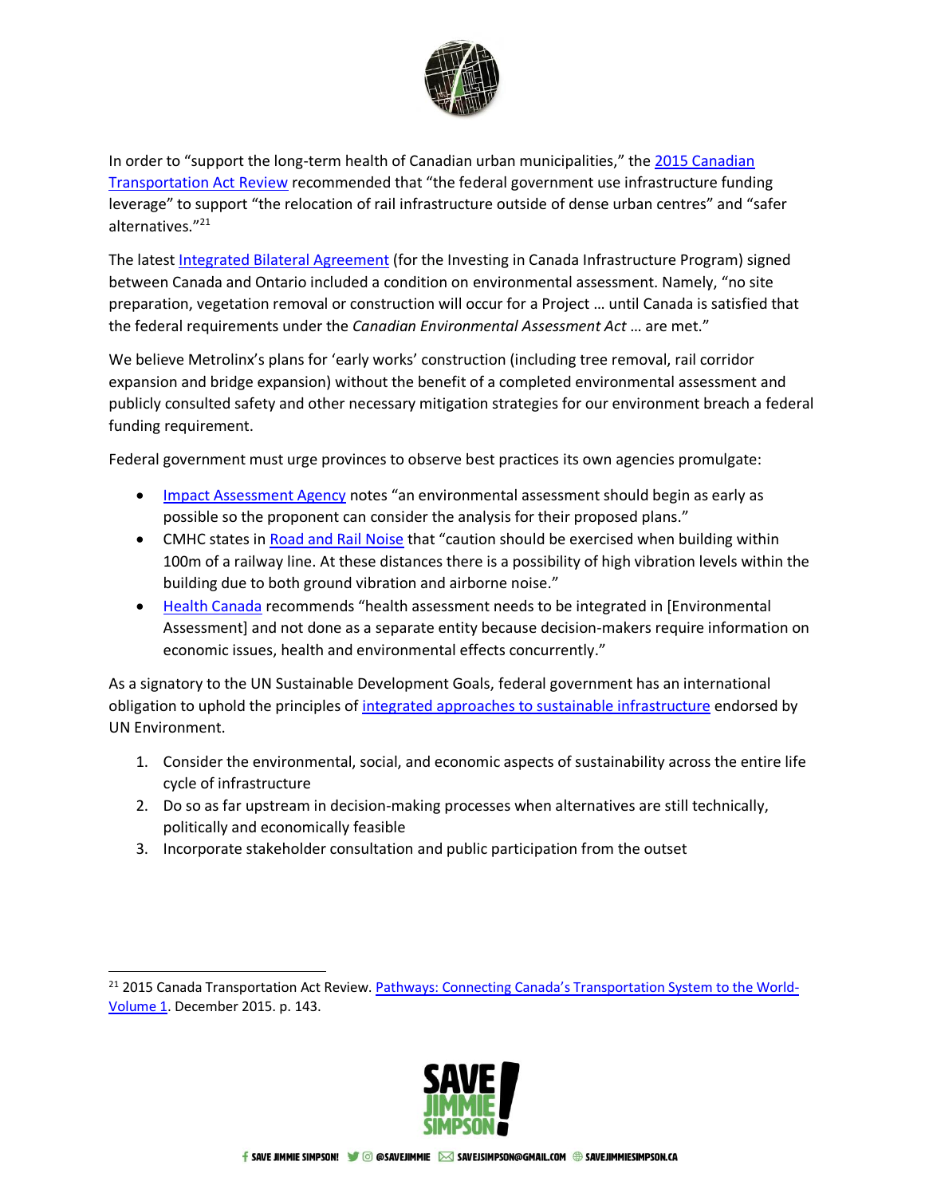In order to "support the long-term health of Canadian urban municipalities," the 2015 Canadian Transportation Act Review recommended that "the federal government use infrastructure funding leverage" to support "the relocation of rail infrastructure outside of dense urban centres" and "safer alternatives."[21]

The latest Integrated Bilateral Agreement (for the Investing in Canada Infrastructure Program) signed between Canada and Ontario included a condition on environmental assessment. Namely, "no site preparation, vegetation removal or construction will occur for a Project … until Canada is satisfied that the federal requirements under the *Canadian Environmental Assessment Act* … are met."

We believe Metrolinx's plans for 'early works' construction (including tree removal, rail corridor expansion and bridge expansion) without the benefit of a completed environmental assessment and publicly consulted safety and other necessary mitigation strategies for our environment breach a federal funding requirement.

Federal government must urge provinces to observe best practices its own agencies promulgate:

- Impact Assessment Agency notes "an environmental assessment should begin as early as possible so the proponent can consider the analysis for their proposed plans."
- CMHC states in Road and Rail Noise that "caution should be exercised when building within 100m of a railway line. At these distances there is a possibility of high vibration levels within the building due to both ground vibration and airborne noise."
- Health Canada recommends "health assessment needs to be integrated in [Environmental Assessment] and not done as a separate entity because decision-makers require information on economic issues, health and environmental effects concurrently."

As a signatory to the UN Sustainable Development Goals, federal government has an international obligation to uphold the principles of integrated approaches to sustainable infrastructure endorsed by UN Environment.

1. Consider the environmental, social, and economic aspects of sustainability across the entire life cycle of infrastructure
2. Do so as far upstream in decision-making processes when alternatives are still technically, politically and economically feasible
3. Incorporate stakeholder consultation and public participation from the outset

---

[21] 2015 Canada Transportation Act Review. Pathways: Connecting Canada's Transportation System to the World-Volume 1. December 2015. p. 143.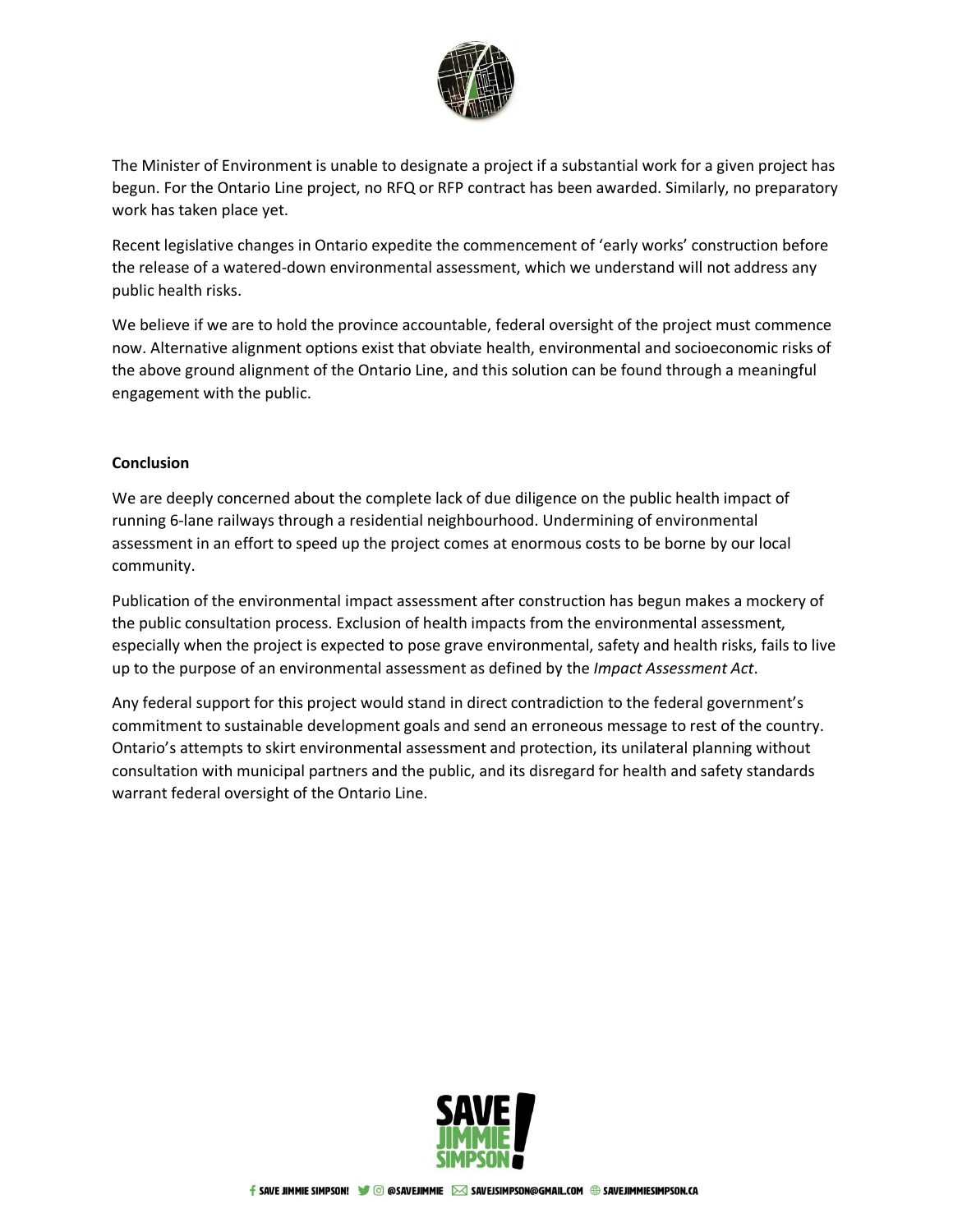The Minister of Environment is unable to designate a project if a substantial work for a given project has begun. For the Ontario Line project, no RFQ or RFP contract has been awarded. Similarly, no preparatory work has taken place yet.

Recent legislative changes in Ontario expedite the commencement of 'early works' construction before the release of a watered-down environmental assessment, which we understand will not address any public health risks.

We believe if we are to hold the province accountable, federal oversight of the project must commence now. Alternative alignment options exist that obviate health, environmental and socioeconomic risks of the above ground alignment of the Ontario Line, and this solution can be found through a meaningful engagement with the public.

**Conclusion**

We are deeply concerned about the complete lack of due diligence on the public health impact of running 6-lane railways through a residential neighbourhood. Undermining of environmental assessment in an effort to speed up the project comes at enormous costs to be borne by our local community.

Publication of the environmental impact assessment after construction has begun makes a mockery of the public consultation process. Exclusion of health impacts from the environmental assessment, especially when the project is expected to pose grave environmental, safety and health risks, fails to live up to the purpose of an environmental assessment as defined by the *Impact Assessment Act*.

Any federal support for this project would stand in direct contradiction to the federal government's commitment to sustainable development goals and send an erroneous message to rest of the country. Ontario's attempts to skirt environmental assessment and protection, its unilateral planning without consultation with municipal partners and the public, and its disregard for health and safety standards warrant federal oversight of the Ontario Line.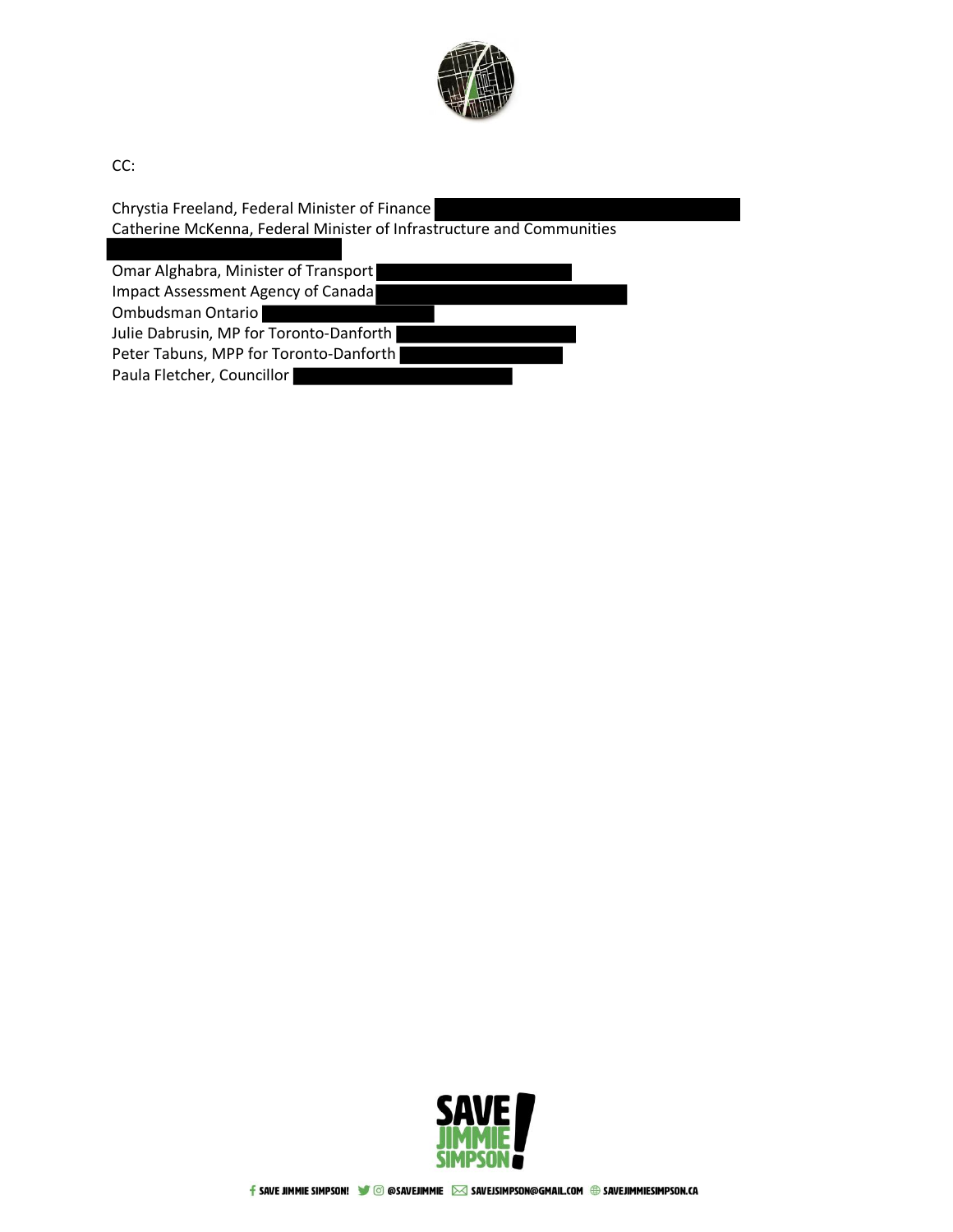CC:

Chrystia Freeland, Federal Minister of Finance
Catherine McKenna, Federal Minister of Infrastructure and Communities

Omar Alghabra, Minister of Transport
Impact Assessment Agency of Canada
Ombudsman Ontario
Julie Dabrusin, MP for Toronto-Danforth
Peter Tabuns, MPP for Toronto-Danforth
Paula Fletcher, Councillor